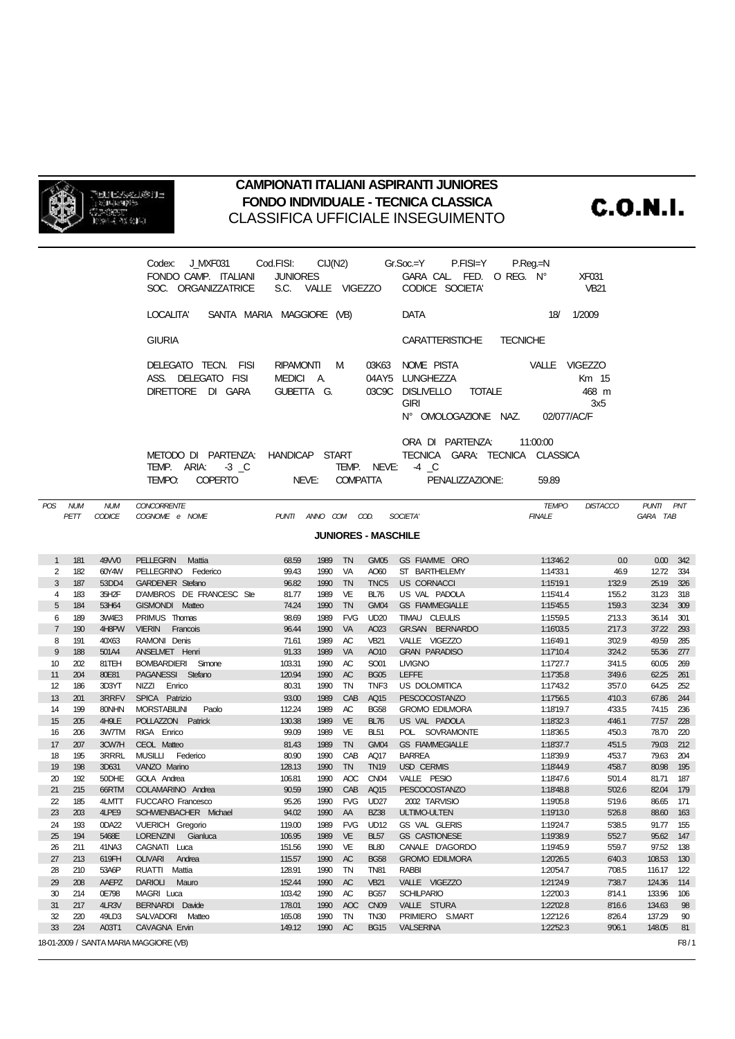# CAMPIONATI ITALIANI ASPIRANTI JUNIORES
## FONDO INDIVIDUALE - TECNICA CLASSICA
### CLASSIFICA UFFICIALE INSEGUIMENTO

C.O.N.I.

Codex: J_MXF031 Cod.FISI: CIJ(N2) Gr.Soc.=Y P.FISI=Y P.Reg.=N
FONDO CAMP. ITALIANI JUNIORES GARA CAL. FED. O REG. N° XF031
SOC. ORGANIZZATRICE S.C. VALLE VIGEZZO CODICE SOCIETA' VB21

LOCALITA' SANTA MARIA MAGGIORE (VB) DATA 18/ 1/2009

GIURIA CARATTERISTICHE TECNICHE

DELEGATO TECN. FISI RIPAMONTI M. 03K63 NOME PISTA VALLE VIGEZZO
ASS. DELEGATO FISI MEDICI A. 04AY5 LUNGHEZZA Km 15
DIRETTORE DI GARA GUBETTA G. 03C9C DISLIVELLO TOTALE 468 m
GIRI 3x5
N° OMOLOGAZIONE NAZ. 02/077/AC/F

ORA DI PARTENZA: 11:00:00
METODO DI PARTENZA: HANDICAP START TECNICA GARA: TECNICA CLASSICA
TEMP. ARIA: -3 _C TEMP. NEVE: -4 _C
TEMPO: COPERTO NEVE: COMPATTA PENALIZZAZIONE: 59.89

**JUNIORES - MASCHILE**

| POS | NUM PETT | NUM CODICE | CONCORRENTE COGNOME e NOME | PUNTI | ANNO | COM | COD. | SOCIETA' | TEMPO FINALE | DISTACCO | PUNTI GARA | PNT TAB |
|---|---|---|---|---|---|---|---|---|---|---|---|---|
| 1 | 181 | 49VV0 | PELLEGRIN Mattia | 68.59 | 1989 | TN | GM05 | GS FIAMME ORO | 1:13'46.2 | 0.0 | 0.00 | 342 |
| 2 | 182 | 60Y4W | PELLEGRINO Federico | 99.43 | 1990 | VA | AO60 | ST BARTHELEMY | 1:14'33.1 | 46.9 | 12.72 | 334 |
| 3 | 187 | 53DD4 | GARDENER Stefano | 96.82 | 1990 | TN | TNC5 | US CORNACCI | 1:15'19.1 | 1'32.9 | 25.19 | 326 |
| 4 | 183 | 35H2F | D'AMBROS DE FRANCESC Ste | 81.77 | 1989 | VE | BL76 | US VAL PADOLA | 1:15'41.4 | 1'55.2 | 31.23 | 318 |
| 5 | 184 | 53H64 | GISMONDI Matteo | 74.24 | 1990 | TN | GM04 | GS FIAMMEGIALLE | 1:15'45.5 | 1'59.3 | 32.34 | 309 |
| 6 | 189 | 3W4E3 | PRIMUS Thomas | 98.69 | 1989 | FVG | UD20 | TIMAU CLEULIS | 1:15'59.5 | 2'13.3 | 36.14 | 301 |
| 7 | 190 | 4H8PW | VIERIN Francois | 96.44 | 1990 | VA | AO23 | GR.SAN BERNARDO | 1:16'03.5 | 2'17.3 | 37.22 | 293 |
| 8 | 191 | 40X63 | RAMONI Denis | 71.61 | 1989 | AC | VB21 | VALLE VIGEZZO | 1:16'49.1 | 3'02.9 | 49.59 | 285 |
| 9 | 188 | 501A4 | ANSELMET Henri | 91.33 | 1989 | VA | AO10 | GRAN PARADISO | 1:17'10.4 | 3'24.2 | 55.36 | 277 |
| 10 | 202 | 81TEH | BOMBARDIERI Simone | 103.31 | 1990 | AC | SO01 | LIVIGNO | 1:17'27.7 | 3'41.5 | 60.05 | 269 |
| 11 | 204 | 80E81 | PAGANESSI Stefano | 120.94 | 1990 | AC | BG05 | LEFFE | 1:17'35.8 | 3'49.6 | 62.25 | 261 |
| 12 | 186 | 3D3YT | NIZZI Enrico | 80.31 | 1990 | TN | TNF3 | US DOLOMITICA | 1:17'43.2 | 3'57.0 | 64.25 | 252 |
| 13 | 201 | 3RRFV | SPICA Patrizio | 93.00 | 1989 | CAB | AQ15 | PESCOCOSTANZO | 1:17'56.5 | 4'10.3 | 67.86 | 244 |
| 14 | 199 | 80NHN | MORSTABILINI Paolo | 112.24 | 1989 | AC | BG58 | GROMO EDILMORA | 1:18'19.7 | 4'33.5 | 74.15 | 236 |
| 15 | 205 | 4H9LE | POLLAZZON Patrick | 130.38 | 1989 | VE | BL76 | US VAL PADOLA | 1:18'32.3 | 4'46.1 | 77.57 | 228 |
| 16 | 206 | 3W7TM | RIGA Enrico | 99.09 | 1989 | VE | BL51 | POL. SOVRAMONTE | 1:18'36.5 | 4'50.3 | 78.70 | 220 |
| 17 | 207 | 3CW7H | CEOL Matteo | 81.43 | 1989 | TN | GM04 | GS FIAMMEGIALLE | 1:18'37.7 | 4'51.5 | 79.03 | 212 |
| 18 | 195 | 3RRRL | MUSILLI Federico | 80.90 | 1990 | CAB | AQ17 | BARREA | 1:18'39.9 | 4'53.7 | 79.63 | 204 |
| 19 | 198 | 3D631 | VANZO Marino | 128.13 | 1990 | TN | TN19 | USD CERMIS | 1:18'44.9 | 4'58.7 | 80.98 | 195 |
| 20 | 192 | 50DHE | GOLA Andrea | 106.81 | 1990 | AOC | CN04 | VALLE PESIO | 1:18'47.6 | 5'01.4 | 81.71 | 187 |
| 21 | 215 | 66RTM | COLAMARINO Andrea | 90.59 | 1990 | CAB | AQ15 | PESCOCOSTANZO | 1:18'48.8 | 5'02.6 | 82.04 | 179 |
| 22 | 185 | 4LMTT | FUCCARO Francesco | 95.26 | 1990 | FVG | UD27 | 2002 TARVISIO | 1:19'05.8 | 5'19.6 | 86.65 | 171 |
| 23 | 203 | 4LPE9 | SCHWIENBACHER Michael | 94.02 | 1990 | AA | BZ38 | ULTIMO-ULTEN | 1:19'13.0 | 5'26.8 | 88.60 | 163 |
| 24 | 193 | 0DA22 | VUERICH Gregorio | 119.00 | 1989 | FVG | UD12 | GS VAL GLERIS | 1:19'24.7 | 5'38.5 | 91.77 | 155 |
| 25 | 194 | 5468E | LORENZINI Gianluca | 106.95 | 1989 | VE | BL57 | GS CASTIONESE | 1:19'38.9 | 5'52.7 | 95.62 | 147 |
| 26 | 211 | 41NA3 | CAGNATI Luca | 151.56 | 1990 | VE | BL80 | CANALE D'AGORDO | 1:19'45.9 | 5'59.7 | 97.52 | 138 |
| 27 | 213 | 619FH | OLIVARI Andrea | 115.57 | 1990 | AC | BG58 | GROMO EDILMORA | 1:20'26.5 | 6'40.3 | 108.53 | 130 |
| 28 | 210 | 53A6P | RUATTI Mattia | 128.91 | 1990 | TN | TN81 | RABBI | 1:20'54.7 | 7'08.5 | 116.17 | 122 |
| 29 | 208 | AAEPZ | DARIOLI Mauro | 152.44 | 1990 | AC | VB21 | VALLE VIGEZZO | 1:21'24.9 | 7'38.7 | 124.36 | 114 |
| 30 | 214 | 0E798 | MAGRI Luca | 103.42 | 1990 | AC | BG57 | SCHILPARIO | 1:22'00.3 | 8'14.1 | 133.96 | 106 |
| 31 | 217 | 4LR3V | BERNARDI Davide | 178.01 | 1990 | AOC | CN09 | VALLE STURA | 1:22'02.8 | 8'16.6 | 134.63 | 98 |
| 32 | 220 | 49LD3 | SALVADORI Matteo | 165.08 | 1990 | TN | TN30 | PRIMIERO S.MART | 1:22'12.6 | 8'26.4 | 137.29 | 90 |
| 33 | 224 | A03T1 | CAVAGNA Ervin | 149.12 | 1990 | AC | BG15 | VALSERINA | 1:22'52.3 | 9'06.1 | 148.05 | 81 |

18-01-2009 / SANTA MARIA MAGGIORE (VB)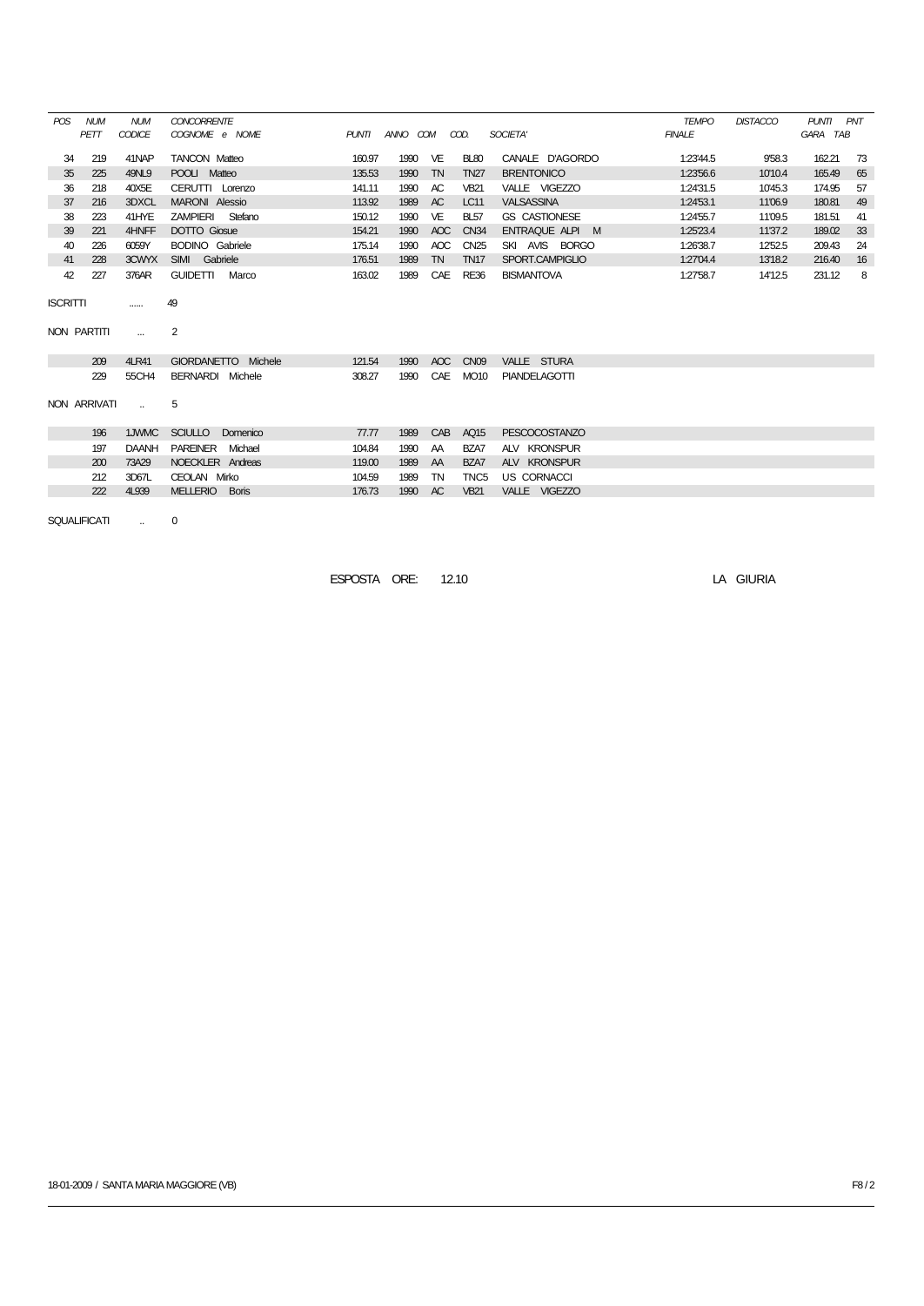| POS | NUM PETT | NUM CODICE | CONCORRENTE COGNOME e NOME | PUNTI | ANNO | COM | COD. | SOCIETA' | TEMPO FINALE | DISTACCO | PUNTI GARA | PNT TAB |
|---|---|---|---|---|---|---|---|---|---|---|---|---|
| 34 | 219 | 41NAP | TANCON Matteo | 160.97 | 1990 | VE | BL80 | CANALE D'AGORDO | 1:23'44.5 | 9'58.3 | 162.21 | 73 |
| 35 | 225 | 49NL9 | POOLI Matteo | 135.53 | 1990 | TN | TN27 | BRENTONICO | 1:23'56.6 | 10'10.4 | 165.49 | 65 |
| 36 | 218 | 40X5E | CERUTTI Lorenzo | 141.11 | 1990 | AC | VB21 | VALLE VIGEZZO | 1:24'31.5 | 10'45.3 | 174.95 | 57 |
| 37 | 216 | 3DXCL | MARONI Alessio | 113.92 | 1989 | AC | LC11 | VALSASSINA | 1:24'53.1 | 11'06.9 | 180.81 | 49 |
| 38 | 223 | 41HYE | ZAMPIERI Stefano | 150.12 | 1990 | VE | BL57 | GS CASTIONESE | 1:24'55.7 | 11'09.5 | 181.51 | 41 |
| 39 | 221 | 4HNFF | DOTTO Giosue | 154.21 | 1990 | AOC | CN34 | ENTRAQUE ALPI M | 1:25'23.4 | 11'37.2 | 189.02 | 33 |
| 40 | 226 | 6059Y | BODINO Gabriele | 175.14 | 1990 | AOC | CN25 | SKI AVIS BORGO | 1:26'38.7 | 12'52.5 | 209.43 | 24 |
| 41 | 228 | 3CWYX | SIMI Gabriele | 176.51 | 1989 | TN | TN17 | SPORT.CAMPIGLIO | 1:27'04.4 | 13'18.2 | 216.40 | 16 |
| 42 | 227 | 376AR | GUIDETTI Marco | 163.02 | 1989 | CAE | RE36 | BISMANTOVA | 1:27'58.7 | 14'12.5 | 231.12 | 8 |

ISCRITTI ...... 49

NON PARTITI ... 2

| | | | | | | | |
|---|---|---|---|---|---|---|---|
| 209 | 4LR41 | GIORDANETTO Michele | 121.54 | 1990 | AOC | CN09 | VALLE STURA |
| 229 | 55CH4 | BERNARDI Michele | 308.27 | 1990 | CAE | MO10 | PIANDELAGOTTI |

NON ARRIVATI .. 5

| | | | | | | | |
|---|---|---|---|---|---|---|---|
| 196 | 1JWMC | SCIULLO Domenico | 77.77 | 1989 | CAB | AQ15 | PESCOCOSTANZO |
| 197 | DAANH | PAREINER Michael | 104.84 | 1990 | AA | BZA7 | ALV KRONSPUR |
| 200 | 73A29 | NOECKLER Andreas | 119.00 | 1989 | AA | BZA7 | ALV KRONSPUR |
| 212 | 3D67L | CEOLAN Mirko | 104.59 | 1989 | TN | TNC5 | US CORNACCI |
| 222 | 4L939 | MELLERIO Boris | 176.73 | 1990 | AC | VB21 | VALLE VIGEZZO |

SQUALIFICATI .. 0

ESPOSTA ORE: 12.10

LA GIURIA

18-01-2009 / SANTA MARIA MAGGIORE (VB)